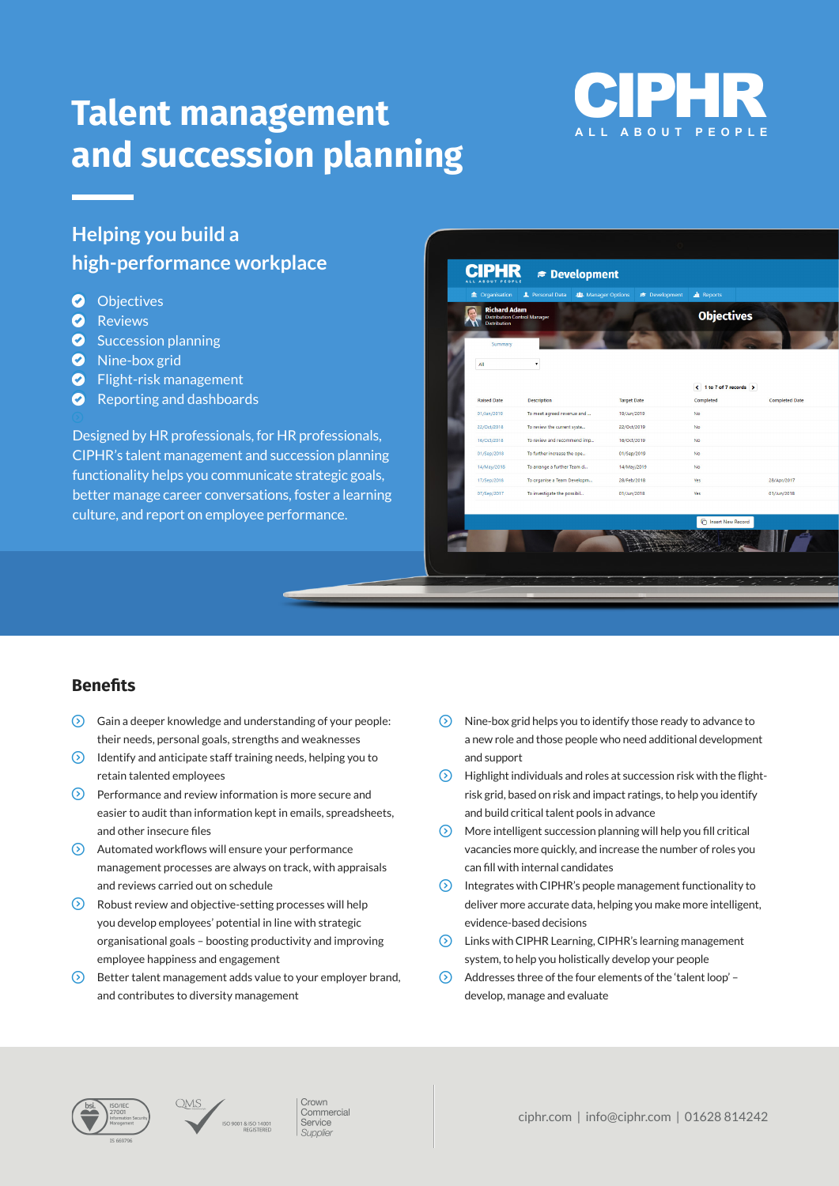# Talent management and succession planning

CIPHR
ALL ABOUT PEOPLE

## Helping you build a high-performance workplace

- Objectives
- Reviews
- Succession planning
- Nine-box grid
- Flight-risk management
- Reporting and dashboards

Designed by HR professionals, for HR professionals, CIPHR's talent management and succession planning functionality helps you communicate strategic goals, better manage career conversations, foster a learning culture, and report on employee performance.

## Benefits

- Gain a deeper knowledge and understanding of your people: their needs, personal goals, strengths and weaknesses
- Identify and anticipate staff training needs, helping you to retain talented employees
- Performance and review information is more secure and easier to audit than information kept in emails, spreadsheets, and other insecure files
- Automated workflows will ensure your performance management processes are always on track, with appraisals and reviews carried out on schedule
- Robust review and objective-setting processes will help you develop employees' potential in line with strategic organisational goals – boosting productivity and improving employee happiness and engagement
- Better talent management adds value to your employer brand, and contributes to diversity management
- Nine-box grid helps you to identify those ready to advance to a new role and those people who need additional development and support
- Highlight individuals and roles at succession risk with the flight-risk grid, based on risk and impact ratings, to help you identify and build critical talent pools in advance
- More intelligent succession planning will help you fill critical vacancies more quickly, and increase the number of roles you can fill with internal candidates
- Integrates with CIPHR's people management functionality to deliver more accurate data, helping you make more intelligent, evidence-based decisions
- Links with CIPHR Learning, CIPHR's learning management system, to help you holistically develop your people
- Addresses three of the four elements of the 'talent loop' – develop, manage and evaluate

ISO/IEC 27001 Information Security Management IS 660796 | QMS ISO 9001 & ISO 14001 REGISTERED | Crown Commercial Service Supplier

ciphr.com | info@ciphr.com | 01628 814242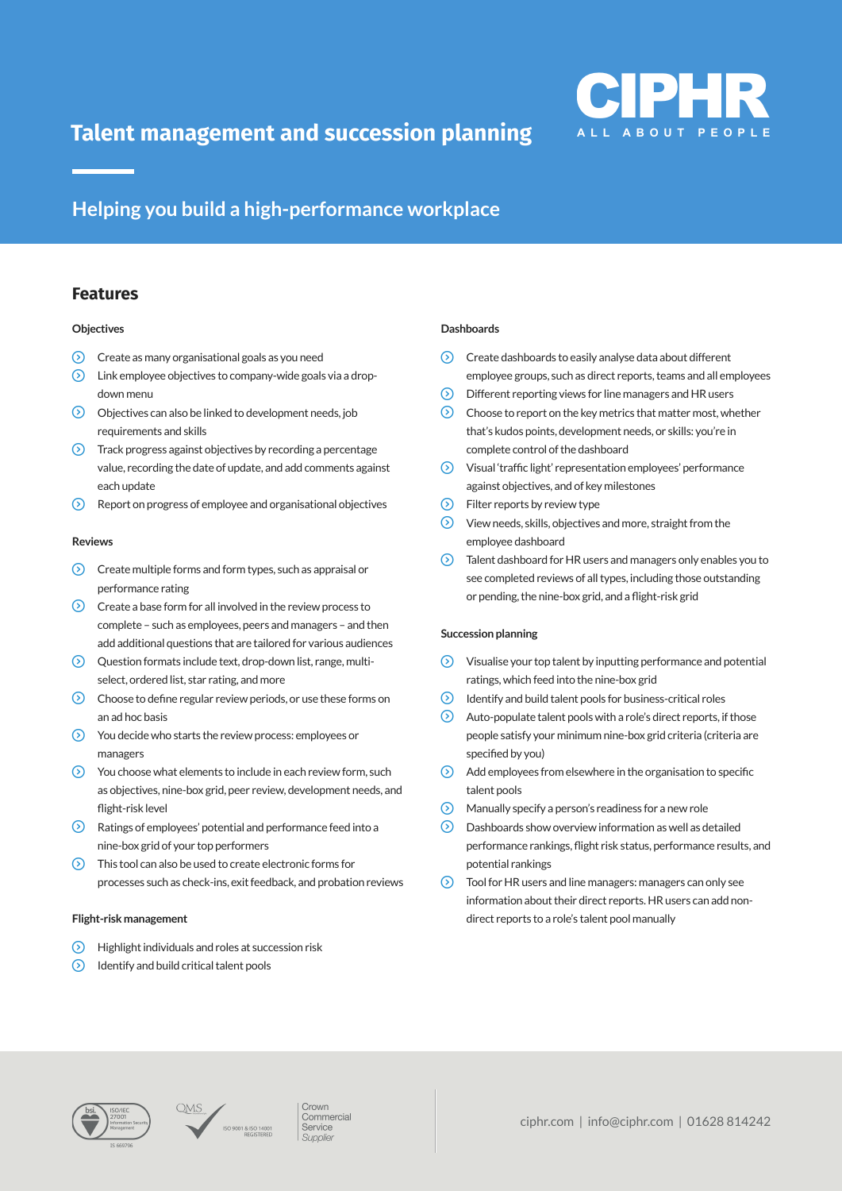# Talent management and succession planning

CIPHR
ALL ABOUT PEOPLE

## Helping you build a high-performance workplace

## Features

### Objectives

- Create as many organisational goals as you need
- Link employee objectives to company-wide goals via a drop-down menu
- Objectives can also be linked to development needs, job requirements and skills
- Track progress against objectives by recording a percentage value, recording the date of update, and add comments against each update
- Report on progress of employee and organisational objectives

### Reviews

- Create multiple forms and form types, such as appraisal or performance rating
- Create a base form for all involved in the review process to complete – such as employees, peers and managers – and then add additional questions that are tailored for various audiences
- Question formats include text, drop-down list, range, multi-select, ordered list, star rating, and more
- Choose to define regular review periods, or use these forms on an ad hoc basis
- You decide who starts the review process: employees or managers
- You choose what elements to include in each review form, such as objectives, nine-box grid, peer review, development needs, and flight-risk level
- Ratings of employees' potential and performance feed into a nine-box grid of your top performers
- This tool can also be used to create electronic forms for processes such as check-ins, exit feedback, and probation reviews

### Flight-risk management

- Highlight individuals and roles at succession risk
- Identify and build critical talent pools

### Dashboards

- Create dashboards to easily analyse data about different employee groups, such as direct reports, teams and all employees
- Different reporting views for line managers and HR users
- Choose to report on the key metrics that matter most, whether that's kudos points, development needs, or skills: you're in complete control of the dashboard
- Visual 'traffic light' representation employees' performance against objectives, and of key milestones
- Filter reports by review type
- View needs, skills, objectives and more, straight from the employee dashboard
- Talent dashboard for HR users and managers only enables you to see completed reviews of all types, including those outstanding or pending, the nine-box grid, and a flight-risk grid

### Succession planning

- Visualise your top talent by inputting performance and potential ratings, which feed into the nine-box grid
- Identify and build talent pools for business-critical roles
- Auto-populate talent pools with a role's direct reports, if those people satisfy your minimum nine-box grid criteria (criteria are specified by you)
- Add employees from elsewhere in the organisation to specific talent pools
- Manually specify a person's readiness for a new role
- Dashboards show overview information as well as detailed performance rankings, flight risk status, performance results, and potential rankings
- Tool for HR users and line managers: managers can only see information about their direct reports. HR users can add non-direct reports to a role's talent pool manually

ISO/IEC 27001 Information Security Management IS 669796

QMS ISO 9001 & ISO 14001 REGISTERED

Crown Commercial Service Supplier

ciphr.com | info@ciphr.com | 01628 814242